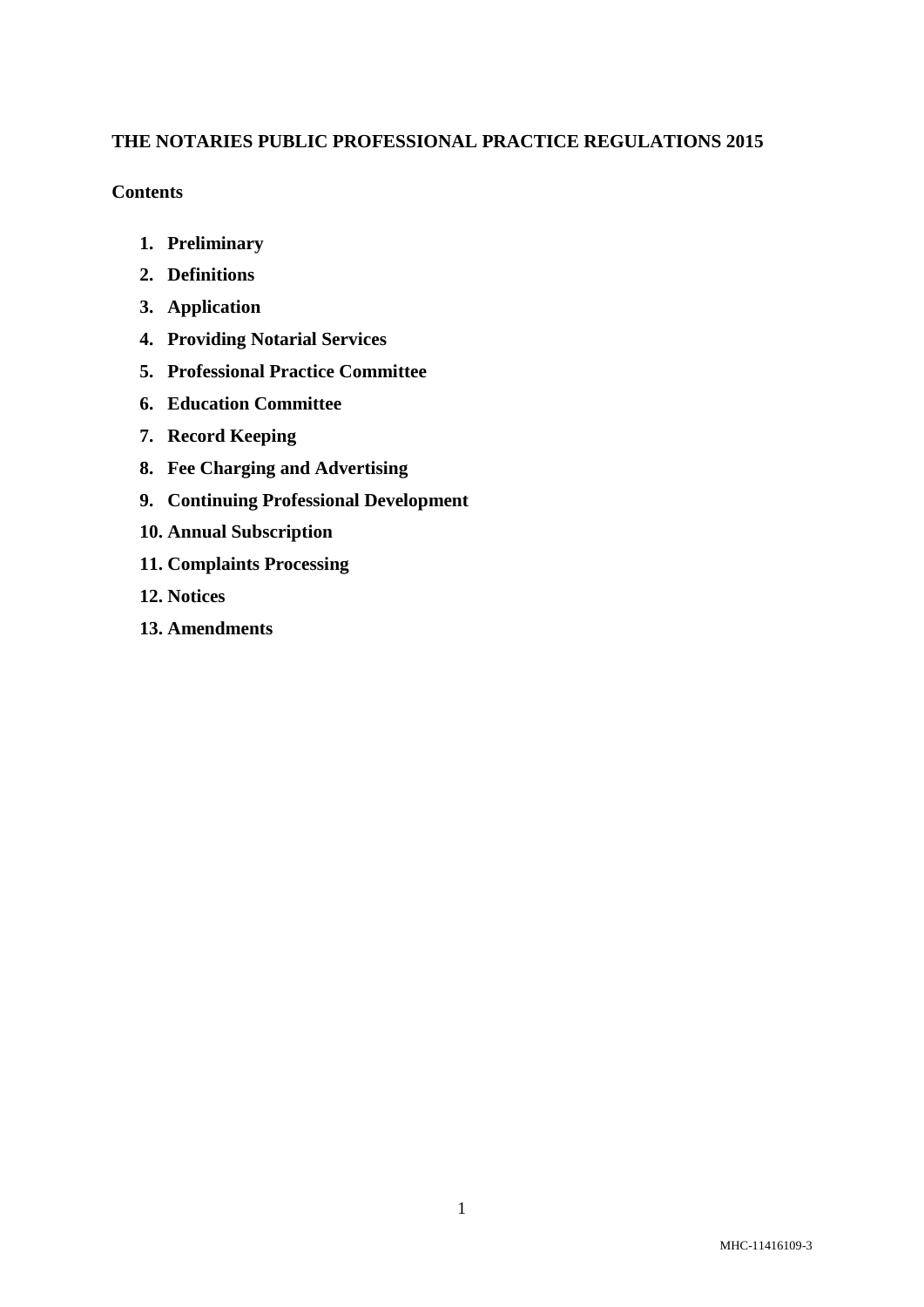# THE NOTARIES PUBLIC PROFESSIONAL PRACTICE REGULATIONS 2015

## Contents

1. **Preliminary**
2. **Definitions**
3. **Application**
4. **Providing Notarial Services**
5. **Professional Practice Committee**
6. **Education Committee**
7. **Record Keeping**
8. **Fee Charging and Advertising**
9. **Continuing Professional Development**
10. **Annual Subscription**
11. **Complaints Processing**
12. **Notices**
13. **Amendments**

MHC-11416109-3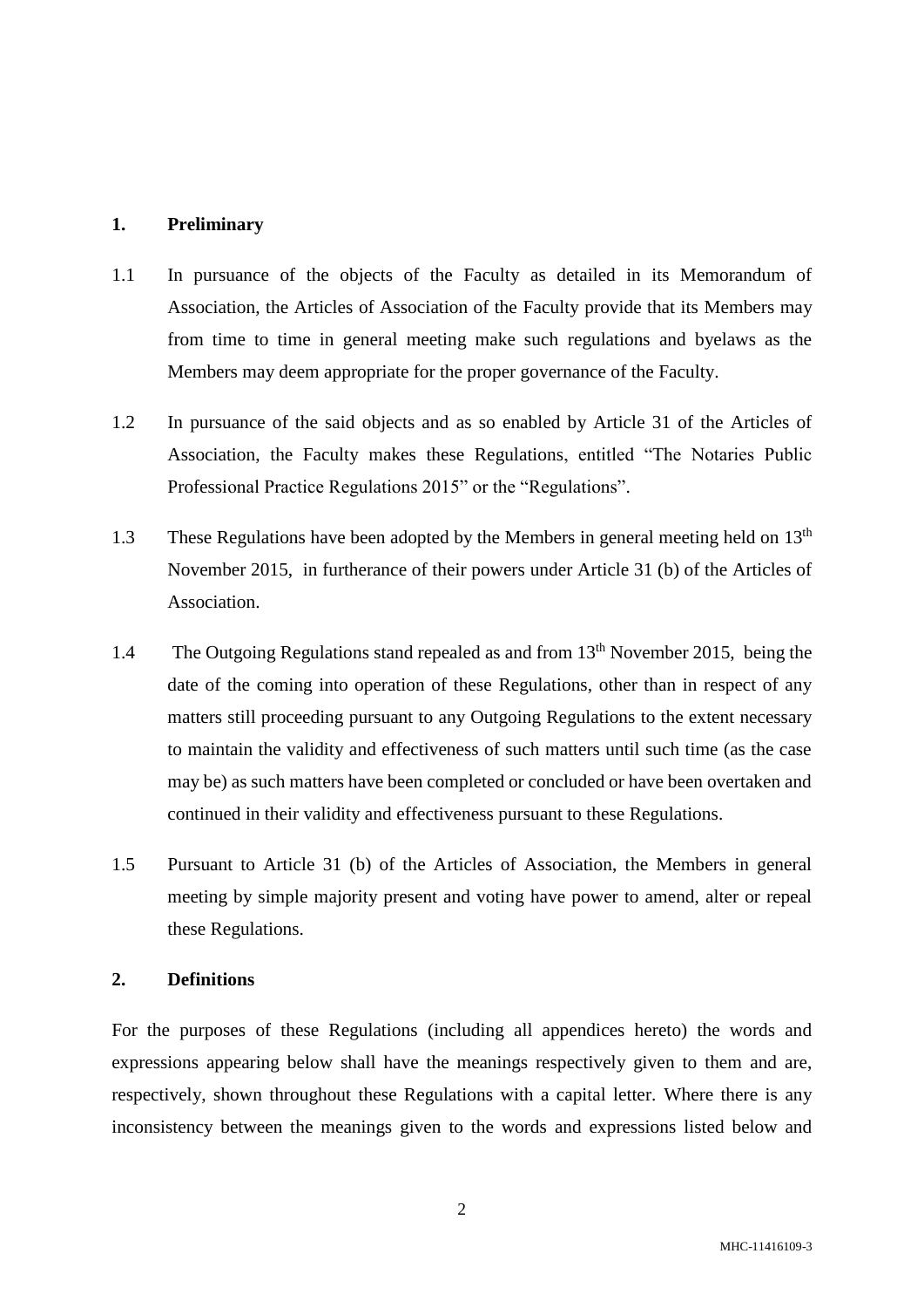## 1. Preliminary

1.1 In pursuance of the objects of the Faculty as detailed in its Memorandum of Association, the Articles of Association of the Faculty provide that its Members may from time to time in general meeting make such regulations and byelaws as the Members may deem appropriate for the proper governance of the Faculty.

1.2 In pursuance of the said objects and as so enabled by Article 31 of the Articles of Association, the Faculty makes these Regulations, entitled "The Notaries Public Professional Practice Regulations 2015" or the "Regulations".

1.3 These Regulations have been adopted by the Members in general meeting held on 13th November 2015, in furtherance of their powers under Article 31 (b) of the Articles of Association.

1.4 The Outgoing Regulations stand repealed as and from 13th November 2015, being the date of the coming into operation of these Regulations, other than in respect of any matters still proceeding pursuant to any Outgoing Regulations to the extent necessary to maintain the validity and effectiveness of such matters until such time (as the case may be) as such matters have been completed or concluded or have been overtaken and continued in their validity and effectiveness pursuant to these Regulations.

1.5 Pursuant to Article 31 (b) of the Articles of Association, the Members in general meeting by simple majority present and voting have power to amend, alter or repeal these Regulations.

## 2. Definitions

For the purposes of these Regulations (including all appendices hereto) the words and expressions appearing below shall have the meanings respectively given to them and are, respectively, shown throughout these Regulations with a capital letter. Where there is any inconsistency between the meanings given to the words and expressions listed below and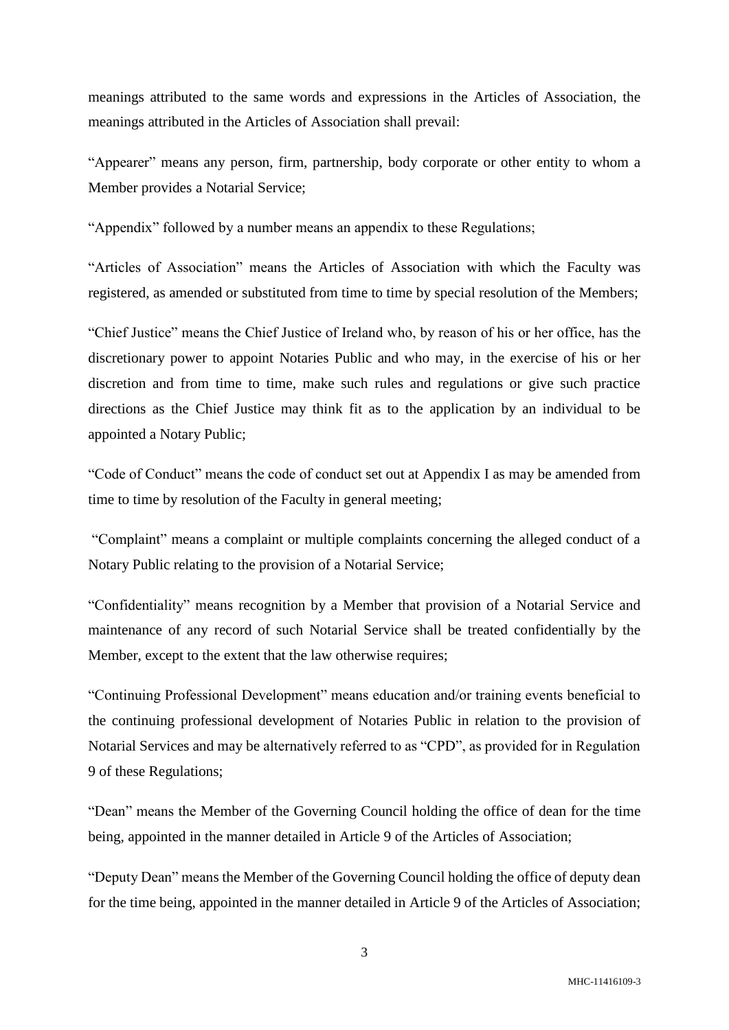meanings attributed to the same words and expressions in the Articles of Association, the meanings attributed in the Articles of Association shall prevail:

"Appearer" means any person, firm, partnership, body corporate or other entity to whom a Member provides a Notarial Service;

"Appendix" followed by a number means an appendix to these Regulations;

"Articles of Association" means the Articles of Association with which the Faculty was registered, as amended or substituted from time to time by special resolution of the Members;

"Chief Justice" means the Chief Justice of Ireland who, by reason of his or her office, has the discretionary power to appoint Notaries Public and who may, in the exercise of his or her discretion and from time to time, make such rules and regulations or give such practice directions as the Chief Justice may think fit as to the application by an individual to be appointed a Notary Public;

"Code of Conduct" means the code of conduct set out at Appendix I as may be amended from time to time by resolution of the Faculty in general meeting;

"Complaint" means a complaint or multiple complaints concerning the alleged conduct of a Notary Public relating to the provision of a Notarial Service;

"Confidentiality" means recognition by a Member that provision of a Notarial Service and maintenance of any record of such Notarial Service shall be treated confidentially by the Member, except to the extent that the law otherwise requires;

"Continuing Professional Development" means education and/or training events beneficial to the continuing professional development of Notaries Public in relation to the provision of Notarial Services and may be alternatively referred to as "CPD", as provided for in Regulation 9 of these Regulations;

"Dean" means the Member of the Governing Council holding the office of dean for the time being, appointed in the manner detailed in Article 9 of the Articles of Association;

"Deputy Dean" means the Member of the Governing Council holding the office of deputy dean for the time being, appointed in the manner detailed in Article 9 of the Articles of Association;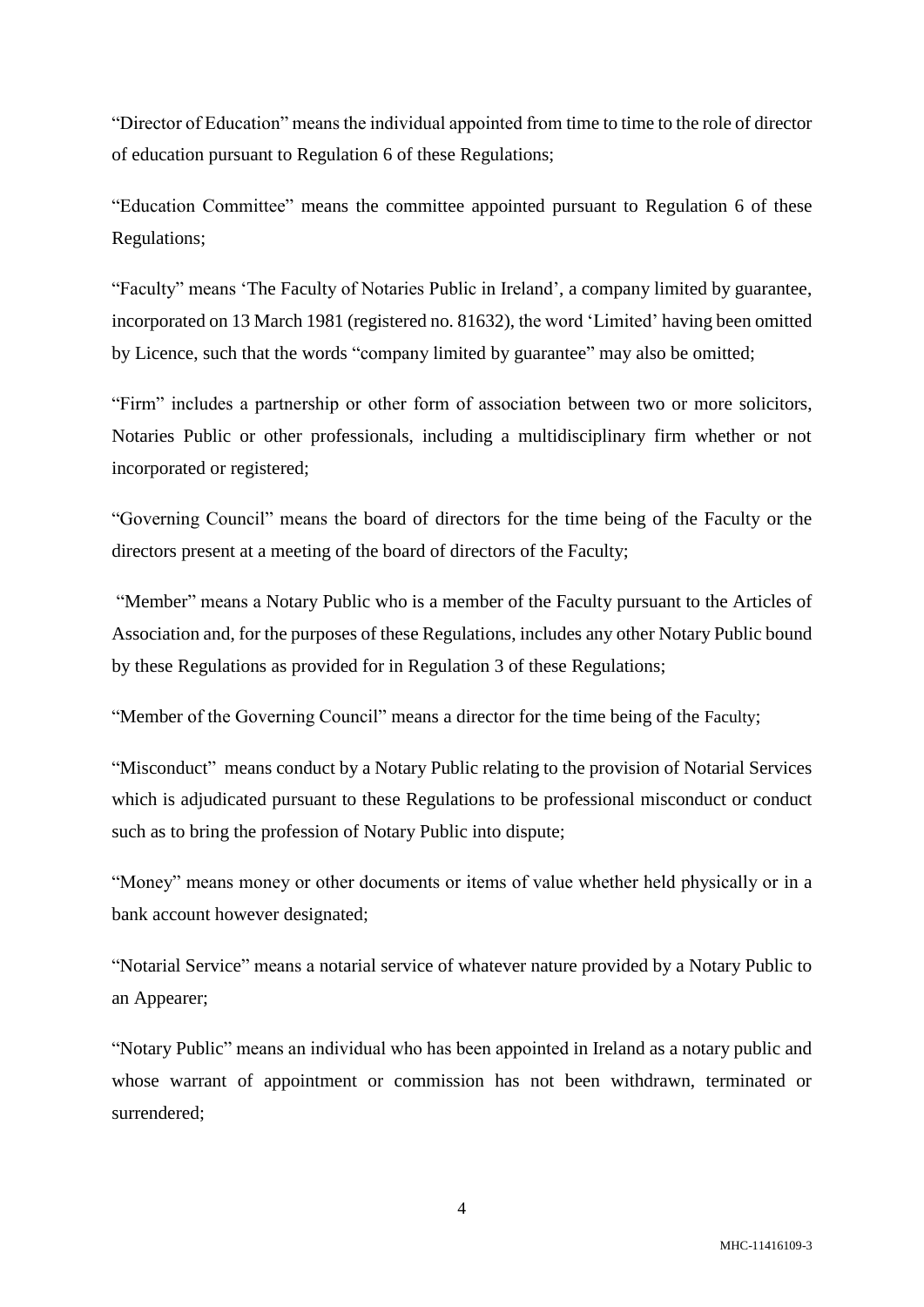"Director of Education" means the individual appointed from time to time to the role of director of education pursuant to Regulation 6 of these Regulations;

"Education Committee" means the committee appointed pursuant to Regulation 6 of these Regulations;

"Faculty" means 'The Faculty of Notaries Public in Ireland', a company limited by guarantee, incorporated on 13 March 1981 (registered no. 81632), the word 'Limited' having been omitted by Licence, such that the words "company limited by guarantee" may also be omitted;

"Firm" includes a partnership or other form of association between two or more solicitors, Notaries Public or other professionals, including a multidisciplinary firm whether or not incorporated or registered;

"Governing Council" means the board of directors for the time being of the Faculty or the directors present at a meeting of the board of directors of the Faculty;

"Member" means a Notary Public who is a member of the Faculty pursuant to the Articles of Association and, for the purposes of these Regulations, includes any other Notary Public bound by these Regulations as provided for in Regulation 3 of these Regulations;

"Member of the Governing Council" means a director for the time being of the Faculty;

"Misconduct" means conduct by a Notary Public relating to the provision of Notarial Services which is adjudicated pursuant to these Regulations to be professional misconduct or conduct such as to bring the profession of Notary Public into dispute;

"Money" means money or other documents or items of value whether held physically or in a bank account however designated;

"Notarial Service" means a notarial service of whatever nature provided by a Notary Public to an Appearer;

"Notary Public" means an individual who has been appointed in Ireland as a notary public and whose warrant of appointment or commission has not been withdrawn, terminated or surrendered;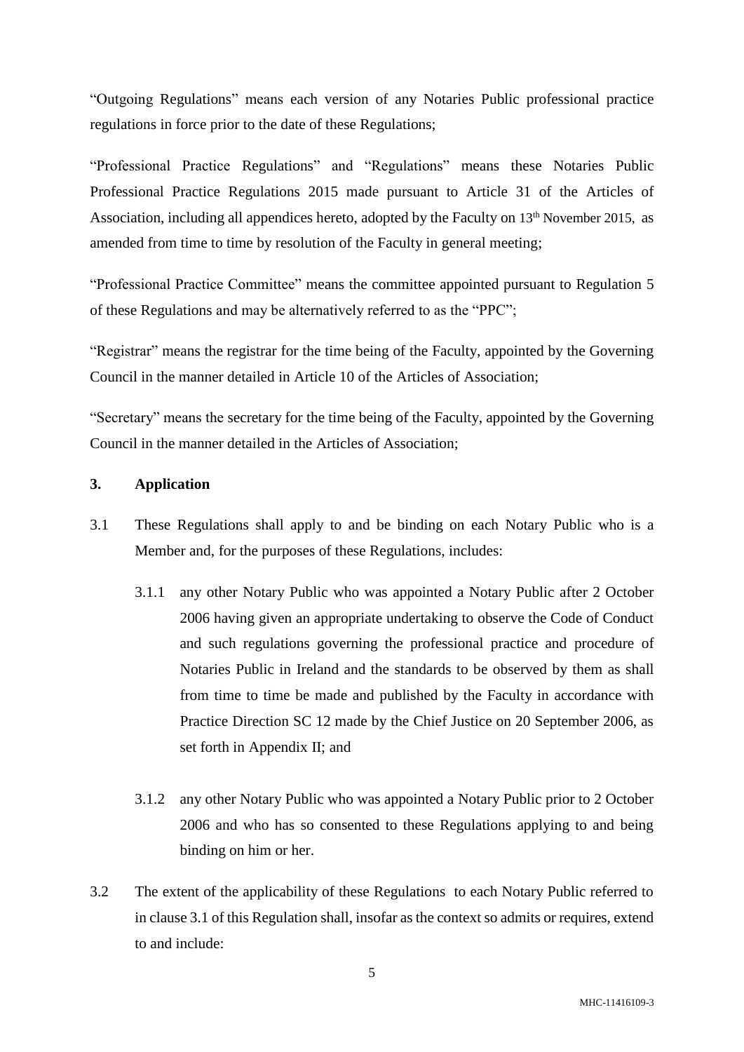"Outgoing Regulations" means each version of any Notaries Public professional practice regulations in force prior to the date of these Regulations;

"Professional Practice Regulations" and "Regulations" means these Notaries Public Professional Practice Regulations 2015 made pursuant to Article 31 of the Articles of Association, including all appendices hereto, adopted by the Faculty on 13th November 2015, as amended from time to time by resolution of the Faculty in general meeting;

"Professional Practice Committee" means the committee appointed pursuant to Regulation 5 of these Regulations and may be alternatively referred to as the "PPC";

"Registrar" means the registrar for the time being of the Faculty, appointed by the Governing Council in the manner detailed in Article 10 of the Articles of Association;

"Secretary" means the secretary for the time being of the Faculty, appointed by the Governing Council in the manner detailed in the Articles of Association;

## 3. Application

3.1 These Regulations shall apply to and be binding on each Notary Public who is a Member and, for the purposes of these Regulations, includes:

- 3.1.1 any other Notary Public who was appointed a Notary Public after 2 October 2006 having given an appropriate undertaking to observe the Code of Conduct and such regulations governing the professional practice and procedure of Notaries Public in Ireland and the standards to be observed by them as shall from time to time be made and published by the Faculty in accordance with Practice Direction SC 12 made by the Chief Justice on 20 September 2006, as set forth in Appendix II; and

- 3.1.2 any other Notary Public who was appointed a Notary Public prior to 2 October 2006 and who has so consented to these Regulations applying to and being binding on him or her.

3.2 The extent of the applicability of these Regulations to each Notary Public referred to in clause 3.1 of this Regulation shall, insofar as the context so admits or requires, extend to and include: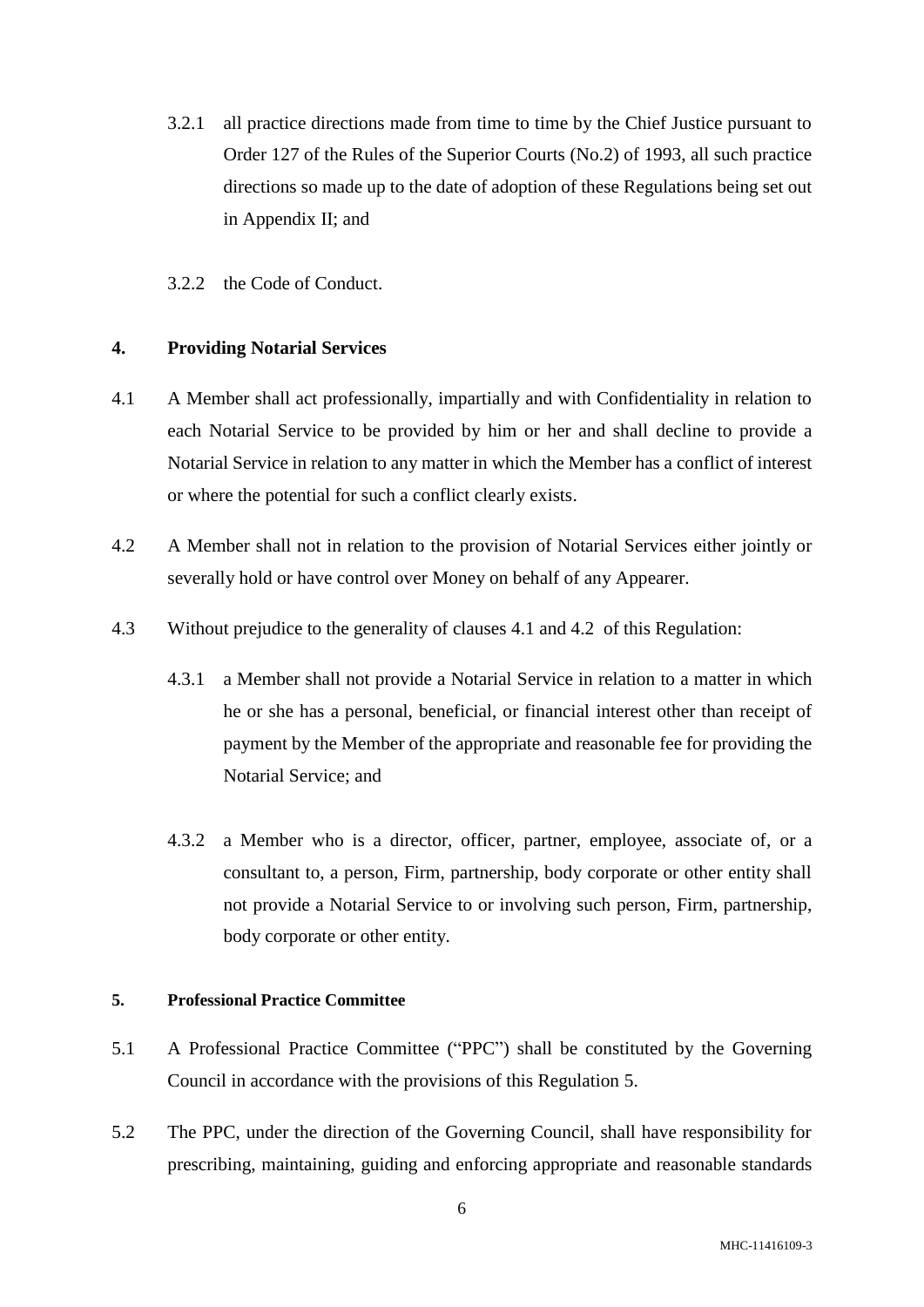3.2.1 all practice directions made from time to time by the Chief Justice pursuant to Order 127 of the Rules of the Superior Courts (No.2) of 1993, all such practice directions so made up to the date of adoption of these Regulations being set out in Appendix II; and

3.2.2 the Code of Conduct.

## 4. Providing Notarial Services

4.1 A Member shall act professionally, impartially and with Confidentiality in relation to each Notarial Service to be provided by him or her and shall decline to provide a Notarial Service in relation to any matter in which the Member has a conflict of interest or where the potential for such a conflict clearly exists.

4.2 A Member shall not in relation to the provision of Notarial Services either jointly or severally hold or have control over Money on behalf of any Appearer.

4.3 Without prejudice to the generality of clauses 4.1 and 4.2 of this Regulation:

4.3.1 a Member shall not provide a Notarial Service in relation to a matter in which he or she has a personal, beneficial, or financial interest other than receipt of payment by the Member of the appropriate and reasonable fee for providing the Notarial Service; and

4.3.2 a Member who is a director, officer, partner, employee, associate of, or a consultant to, a person, Firm, partnership, body corporate or other entity shall not provide a Notarial Service to or involving such person, Firm, partnership, body corporate or other entity.

## 5. Professional Practice Committee

5.1 A Professional Practice Committee ("PPC") shall be constituted by the Governing Council in accordance with the provisions of this Regulation 5.

5.2 The PPC, under the direction of the Governing Council, shall have responsibility for prescribing, maintaining, guiding and enforcing appropriate and reasonable standards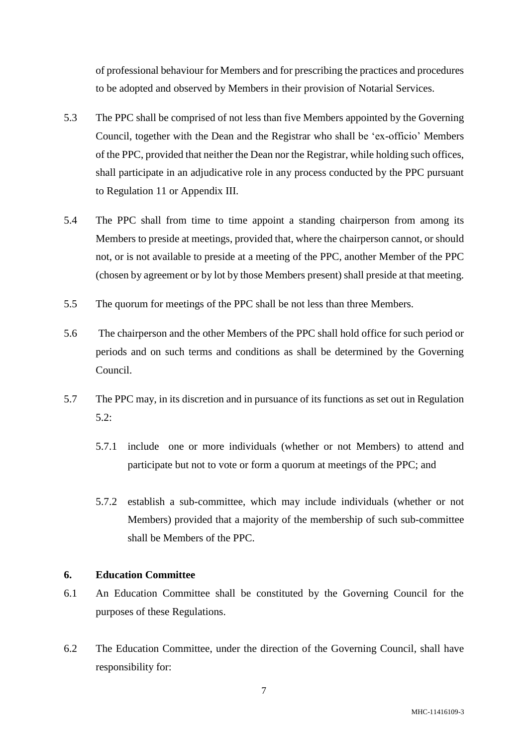of professional behaviour for Members and for prescribing the practices and procedures to be adopted and observed by Members in their provision of Notarial Services.

5.3 The PPC shall be comprised of not less than five Members appointed by the Governing Council, together with the Dean and the Registrar who shall be 'ex-officio' Members of the PPC, provided that neither the Dean nor the Registrar, while holding such offices, shall participate in an adjudicative role in any process conducted by the PPC pursuant to Regulation 11 or Appendix III.

5.4 The PPC shall from time to time appoint a standing chairperson from among its Members to preside at meetings, provided that, where the chairperson cannot, or should not, or is not available to preside at a meeting of the PPC, another Member of the PPC (chosen by agreement or by lot by those Members present) shall preside at that meeting.

5.5 The quorum for meetings of the PPC shall be not less than three Members.

5.6 The chairperson and the other Members of the PPC shall hold office for such period or periods and on such terms and conditions as shall be determined by the Governing Council.

5.7 The PPC may, in its discretion and in pursuance of its functions as set out in Regulation 5.2:

5.7.1 include one or more individuals (whether or not Members) to attend and participate but not to vote or form a quorum at meetings of the PPC; and

5.7.2 establish a sub-committee, which may include individuals (whether or not Members) provided that a majority of the membership of such sub-committee shall be Members of the PPC.

## 6. Education Committee

6.1 An Education Committee shall be constituted by the Governing Council for the purposes of these Regulations.

6.2 The Education Committee, under the direction of the Governing Council, shall have responsibility for: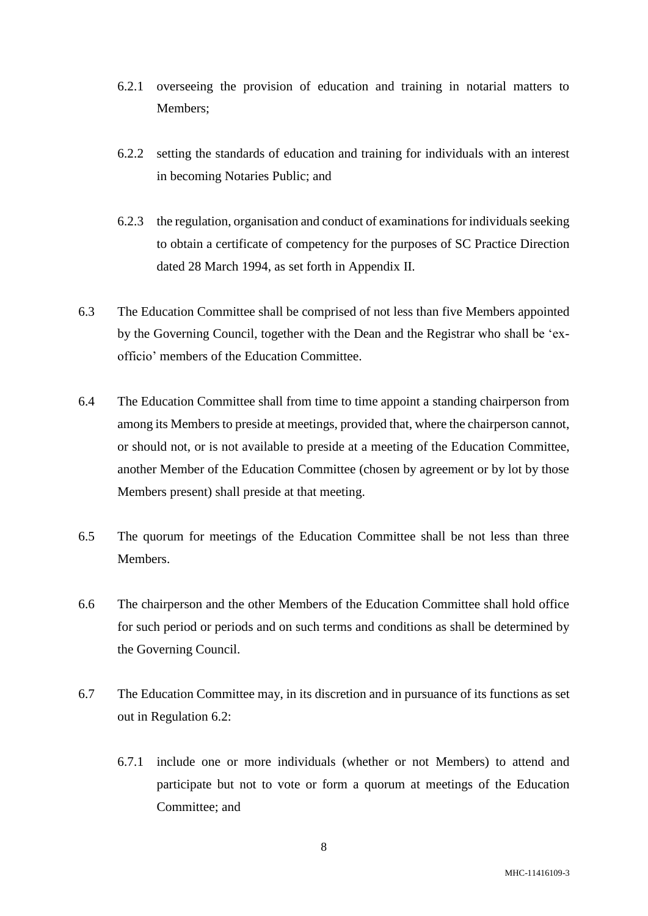6.2.1 overseeing the provision of education and training in notarial matters to Members;

6.2.2 setting the standards of education and training for individuals with an interest in becoming Notaries Public; and

6.2.3 the regulation, organisation and conduct of examinations for individuals seeking to obtain a certificate of competency for the purposes of SC Practice Direction dated 28 March 1994, as set forth in Appendix II.

6.3 The Education Committee shall be comprised of not less than five Members appointed by the Governing Council, together with the Dean and the Registrar who shall be 'ex-officio' members of the Education Committee.

6.4 The Education Committee shall from time to time appoint a standing chairperson from among its Members to preside at meetings, provided that, where the chairperson cannot, or should not, or is not available to preside at a meeting of the Education Committee, another Member of the Education Committee (chosen by agreement or by lot by those Members present) shall preside at that meeting.

6.5 The quorum for meetings of the Education Committee shall be not less than three Members.

6.6 The chairperson and the other Members of the Education Committee shall hold office for such period or periods and on such terms and conditions as shall be determined by the Governing Council.

6.7 The Education Committee may, in its discretion and in pursuance of its functions as set out in Regulation 6.2:

6.7.1 include one or more individuals (whether or not Members) to attend and participate but not to vote or form a quorum at meetings of the Education Committee; and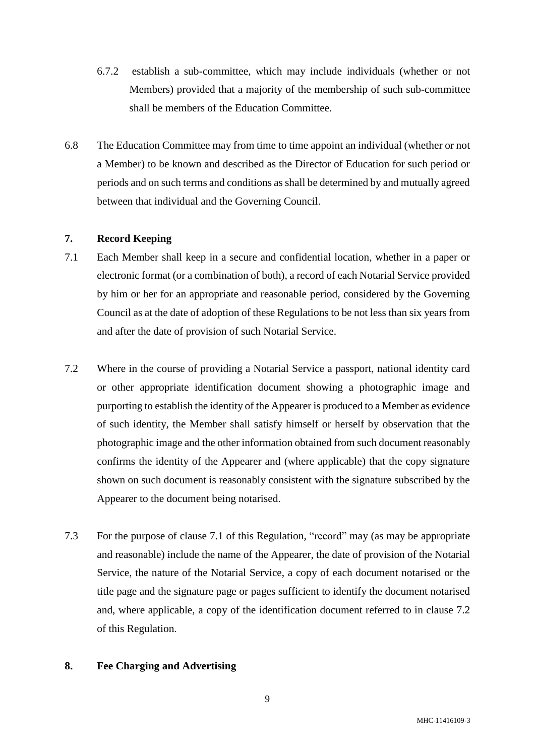6.7.2 establish a sub-committee, which may include individuals (whether or not Members) provided that a majority of the membership of such sub-committee shall be members of the Education Committee.

6.8 The Education Committee may from time to time appoint an individual (whether or not a Member) to be known and described as the Director of Education for such period or periods and on such terms and conditions as shall be determined by and mutually agreed between that individual and the Governing Council.

## 7. Record Keeping

7.1 Each Member shall keep in a secure and confidential location, whether in a paper or electronic format (or a combination of both), a record of each Notarial Service provided by him or her for an appropriate and reasonable period, considered by the Governing Council as at the date of adoption of these Regulations to be not less than six years from and after the date of provision of such Notarial Service.

7.2 Where in the course of providing a Notarial Service a passport, national identity card or other appropriate identification document showing a photographic image and purporting to establish the identity of the Appearer is produced to a Member as evidence of such identity, the Member shall satisfy himself or herself by observation that the photographic image and the other information obtained from such document reasonably confirms the identity of the Appearer and (where applicable) that the copy signature shown on such document is reasonably consistent with the signature subscribed by the Appearer to the document being notarised.

7.3 For the purpose of clause 7.1 of this Regulation, "record" may (as may be appropriate and reasonable) include the name of the Appearer, the date of provision of the Notarial Service, the nature of the Notarial Service, a copy of each document notarised or the title page and the signature page or pages sufficient to identify the document notarised and, where applicable, a copy of the identification document referred to in clause 7.2 of this Regulation.

## 8. Fee Charging and Advertising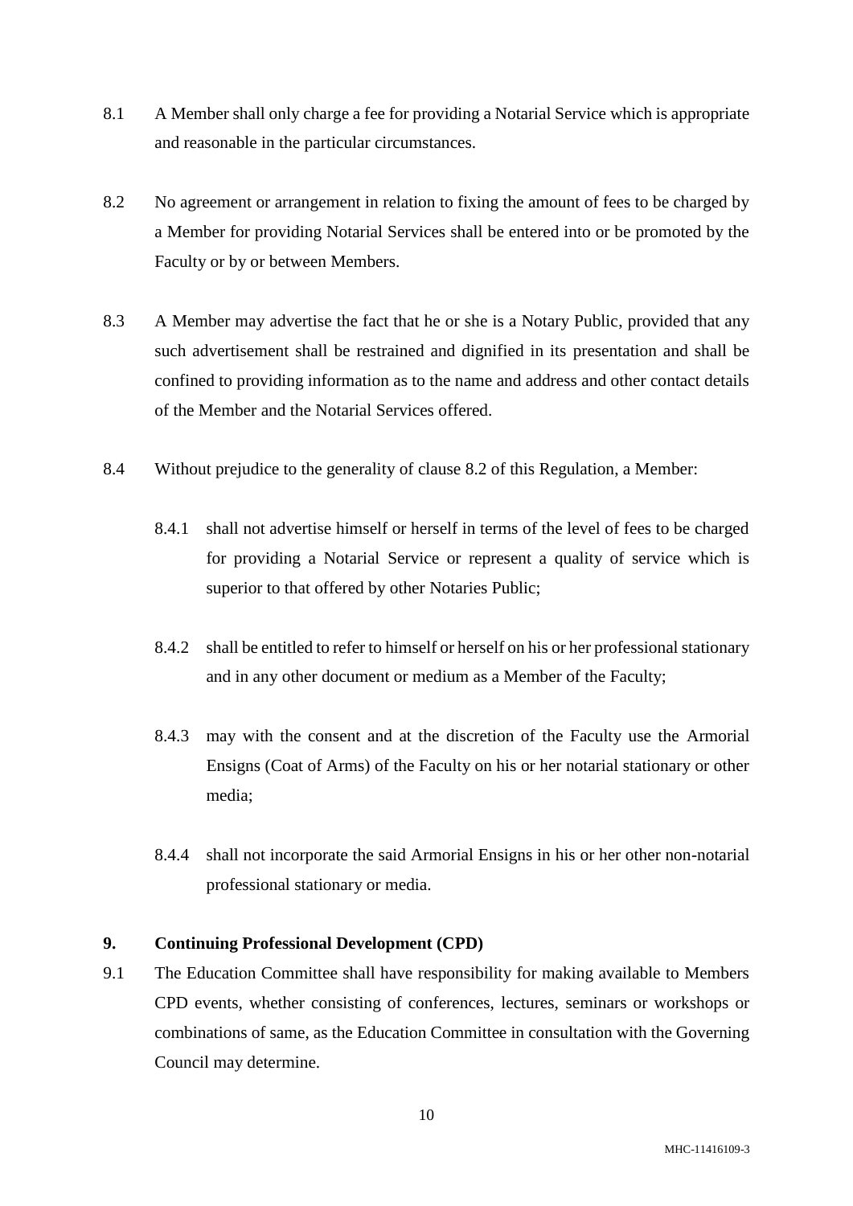8.1 A Member shall only charge a fee for providing a Notarial Service which is appropriate and reasonable in the particular circumstances.

8.2 No agreement or arrangement in relation to fixing the amount of fees to be charged by a Member for providing Notarial Services shall be entered into or be promoted by the Faculty or by or between Members.

8.3 A Member may advertise the fact that he or she is a Notary Public, provided that any such advertisement shall be restrained and dignified in its presentation and shall be confined to providing information as to the name and address and other contact details of the Member and the Notarial Services offered.

8.4 Without prejudice to the generality of clause 8.2 of this Regulation, a Member:

8.4.1 shall not advertise himself or herself in terms of the level of fees to be charged for providing a Notarial Service or represent a quality of service which is superior to that offered by other Notaries Public;

8.4.2 shall be entitled to refer to himself or herself on his or her professional stationary and in any other document or medium as a Member of the Faculty;

8.4.3 may with the consent and at the discretion of the Faculty use the Armorial Ensigns (Coat of Arms) of the Faculty on his or her notarial stationary or other media;

8.4.4 shall not incorporate the said Armorial Ensigns in his or her other non-notarial professional stationary or media.

## 9. Continuing Professional Development (CPD)

9.1 The Education Committee shall have responsibility for making available to Members CPD events, whether consisting of conferences, lectures, seminars or workshops or combinations of same, as the Education Committee in consultation with the Governing Council may determine.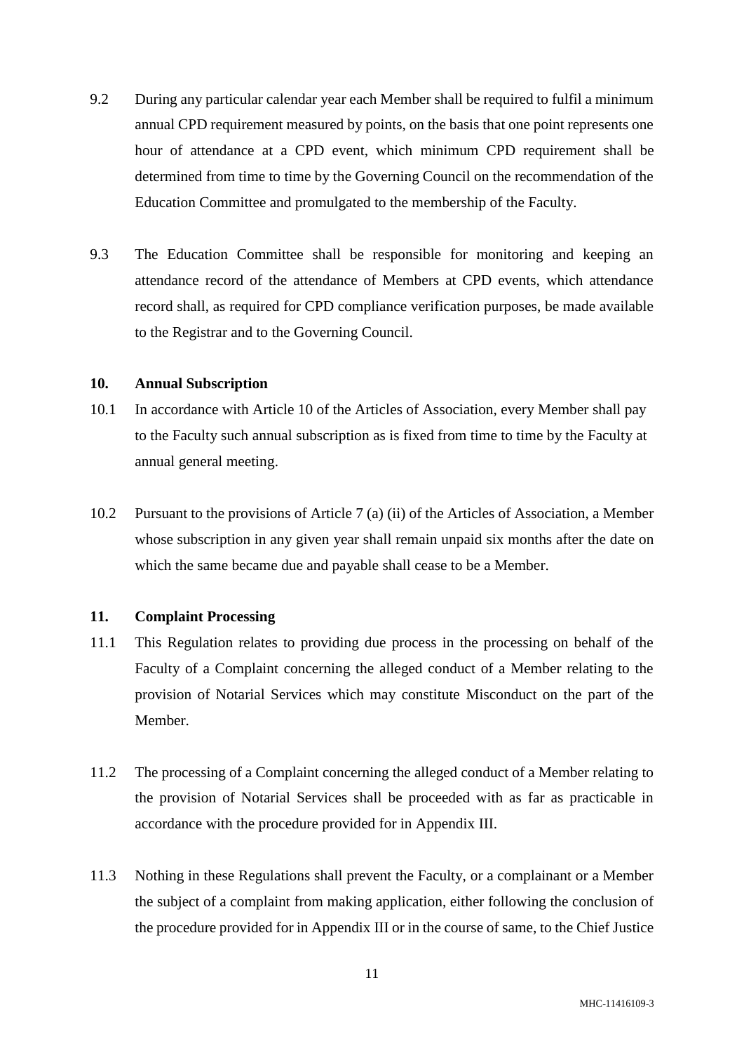9.2 During any particular calendar year each Member shall be required to fulfil a minimum annual CPD requirement measured by points, on the basis that one point represents one hour of attendance at a CPD event, which minimum CPD requirement shall be determined from time to time by the Governing Council on the recommendation of the Education Committee and promulgated to the membership of the Faculty.

9.3 The Education Committee shall be responsible for monitoring and keeping an attendance record of the attendance of Members at CPD events, which attendance record shall, as required for CPD compliance verification purposes, be made available to the Registrar and to the Governing Council.

## 10. Annual Subscription

10.1 In accordance with Article 10 of the Articles of Association, every Member shall pay to the Faculty such annual subscription as is fixed from time to time by the Faculty at annual general meeting.

10.2 Pursuant to the provisions of Article 7 (a) (ii) of the Articles of Association, a Member whose subscription in any given year shall remain unpaid six months after the date on which the same became due and payable shall cease to be a Member.

## 11. Complaint Processing

11.1 This Regulation relates to providing due process in the processing on behalf of the Faculty of a Complaint concerning the alleged conduct of a Member relating to the provision of Notarial Services which may constitute Misconduct on the part of the Member.

11.2 The processing of a Complaint concerning the alleged conduct of a Member relating to the provision of Notarial Services shall be proceeded with as far as practicable in accordance with the procedure provided for in Appendix III.

11.3 Nothing in these Regulations shall prevent the Faculty, or a complainant or a Member the subject of a complaint from making application, either following the conclusion of the procedure provided for in Appendix III or in the course of same, to the Chief Justice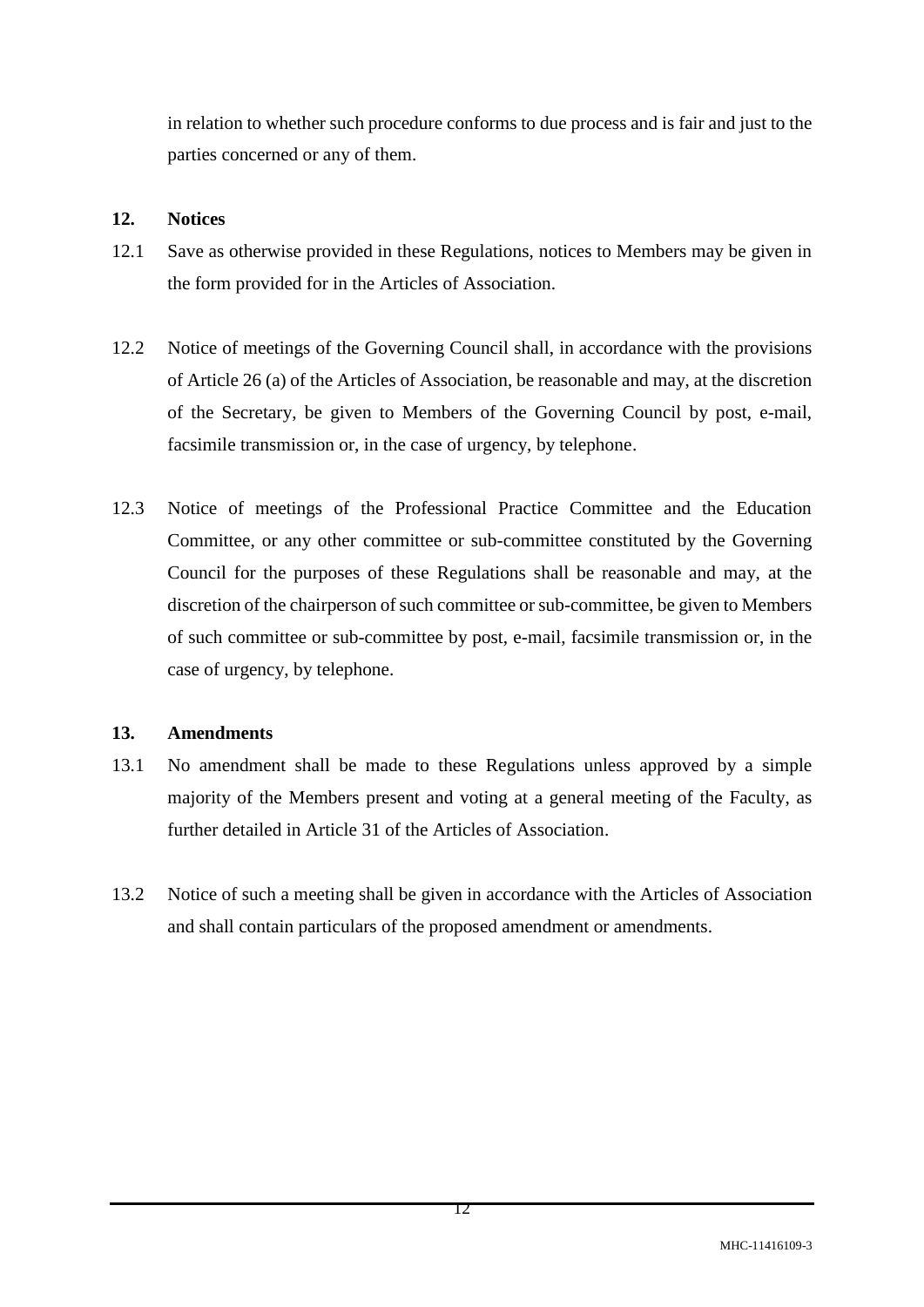in relation to whether such procedure conforms to due process and is fair and just to the parties concerned or any of them.

**12. Notices**

12.1 Save as otherwise provided in these Regulations, notices to Members may be given in the form provided for in the Articles of Association.

12.2 Notice of meetings of the Governing Council shall, in accordance with the provisions of Article 26 (a) of the Articles of Association, be reasonable and may, at the discretion of the Secretary, be given to Members of the Governing Council by post, e-mail, facsimile transmission or, in the case of urgency, by telephone.

12.3 Notice of meetings of the Professional Practice Committee and the Education Committee, or any other committee or sub-committee constituted by the Governing Council for the purposes of these Regulations shall be reasonable and may, at the discretion of the chairperson of such committee or sub-committee, be given to Members of such committee or sub-committee by post, e-mail, facsimile transmission or, in the case of urgency, by telephone.

**13. Amendments**

13.1 No amendment shall be made to these Regulations unless approved by a simple majority of the Members present and voting at a general meeting of the Faculty, as further detailed in Article 31 of the Articles of Association.

13.2 Notice of such a meeting shall be given in accordance with the Articles of Association and shall contain particulars of the proposed amendment or amendments.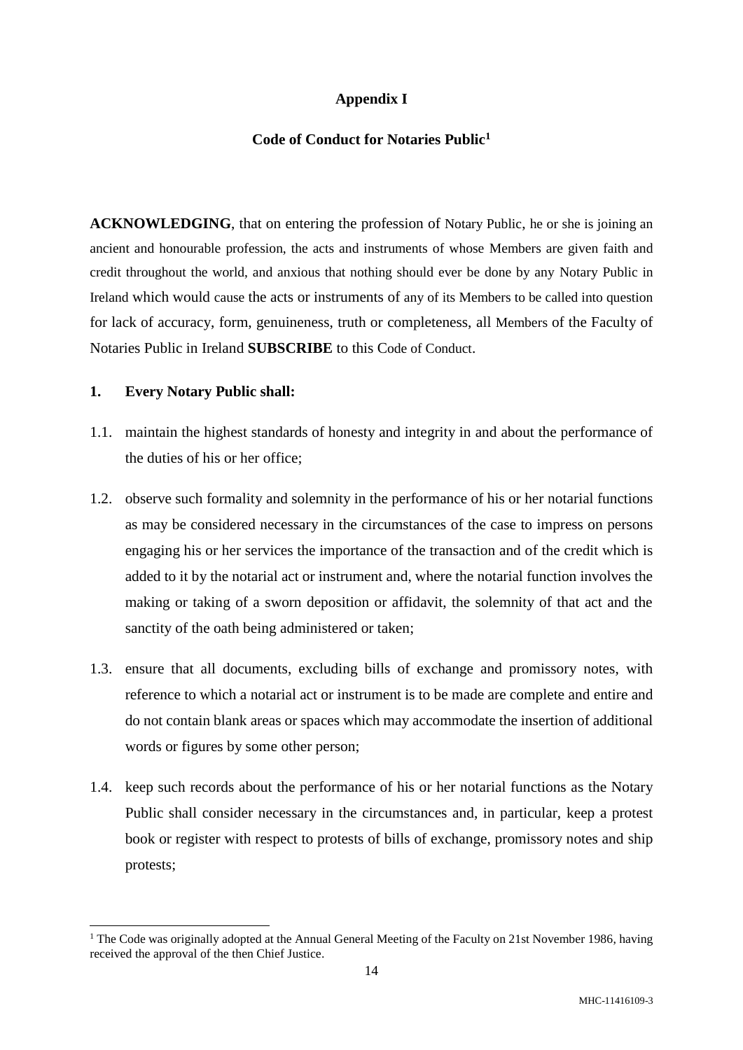## Appendix I

## Code of Conduct for Notaries Public[1]

**ACKNOWLEDGING**, that on entering the profession of Notary Public, he or she is joining an ancient and honourable profession, the acts and instruments of whose Members are given faith and credit throughout the world, and anxious that nothing should ever be done by any Notary Public in Ireland which would cause the acts or instruments of any of its Members to be called into question for lack of accuracy, form, genuineness, truth or completeness, all Members of the Faculty of Notaries Public in Ireland **SUBSCRIBE** to this Code of Conduct.

**1. Every Notary Public shall:**

1.1. maintain the highest standards of honesty and integrity in and about the performance of the duties of his or her office;

1.2. observe such formality and solemnity in the performance of his or her notarial functions as may be considered necessary in the circumstances of the case to impress on persons engaging his or her services the importance of the transaction and of the credit which is added to it by the notarial act or instrument and, where the notarial function involves the making or taking of a sworn deposition or affidavit, the solemnity of that act and the sanctity of the oath being administered or taken;

1.3. ensure that all documents, excluding bills of exchange and promissory notes, with reference to which a notarial act or instrument is to be made are complete and entire and do not contain blank areas or spaces which may accommodate the insertion of additional words or figures by some other person;

1.4. keep such records about the performance of his or her notarial functions as the Notary Public shall consider necessary in the circumstances and, in particular, keep a protest book or register with respect to protests of bills of exchange, promissory notes and ship protests;

[1] The Code was originally adopted at the Annual General Meeting of the Faculty on 21st November 1986, having received the approval of the then Chief Justice.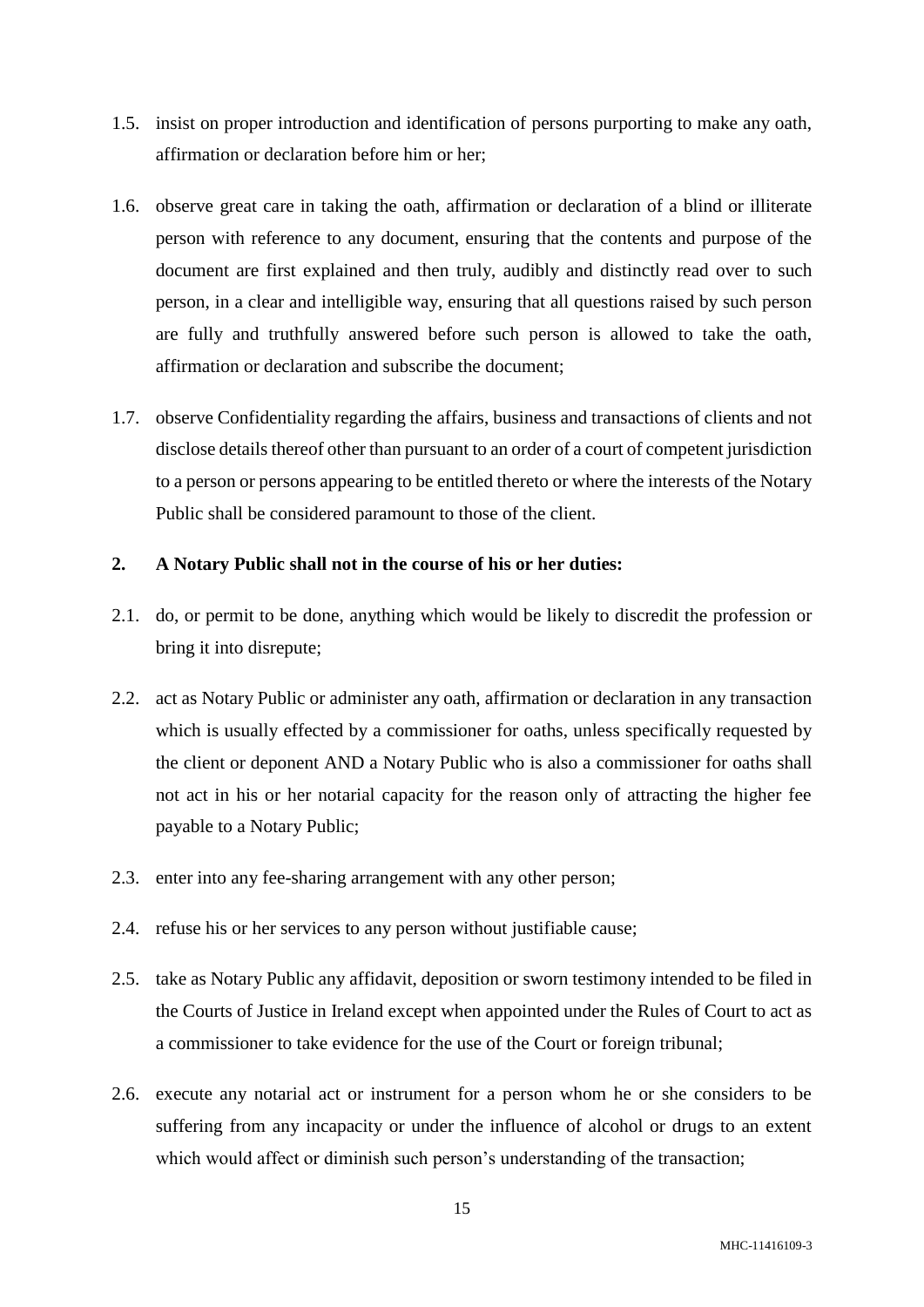1.5. insist on proper introduction and identification of persons purporting to make any oath, affirmation or declaration before him or her;

1.6. observe great care in taking the oath, affirmation or declaration of a blind or illiterate person with reference to any document, ensuring that the contents and purpose of the document are first explained and then truly, audibly and distinctly read over to such person, in a clear and intelligible way, ensuring that all questions raised by such person are fully and truthfully answered before such person is allowed to take the oath, affirmation or declaration and subscribe the document;

1.7. observe Confidentiality regarding the affairs, business and transactions of clients and not disclose details thereof other than pursuant to an order of a court of competent jurisdiction to a person or persons appearing to be entitled thereto or where the interests of the Notary Public shall be considered paramount to those of the client.

**2. A Notary Public shall not in the course of his or her duties:**

2.1. do, or permit to be done, anything which would be likely to discredit the profession or bring it into disrepute;

2.2. act as Notary Public or administer any oath, affirmation or declaration in any transaction which is usually effected by a commissioner for oaths, unless specifically requested by the client or deponent AND a Notary Public who is also a commissioner for oaths shall not act in his or her notarial capacity for the reason only of attracting the higher fee payable to a Notary Public;

2.3. enter into any fee-sharing arrangement with any other person;

2.4. refuse his or her services to any person without justifiable cause;

2.5. take as Notary Public any affidavit, deposition or sworn testimony intended to be filed in the Courts of Justice in Ireland except when appointed under the Rules of Court to act as a commissioner to take evidence for the use of the Court or foreign tribunal;

2.6. execute any notarial act or instrument for a person whom he or she considers to be suffering from any incapacity or under the influence of alcohol or drugs to an extent which would affect or diminish such person's understanding of the transaction;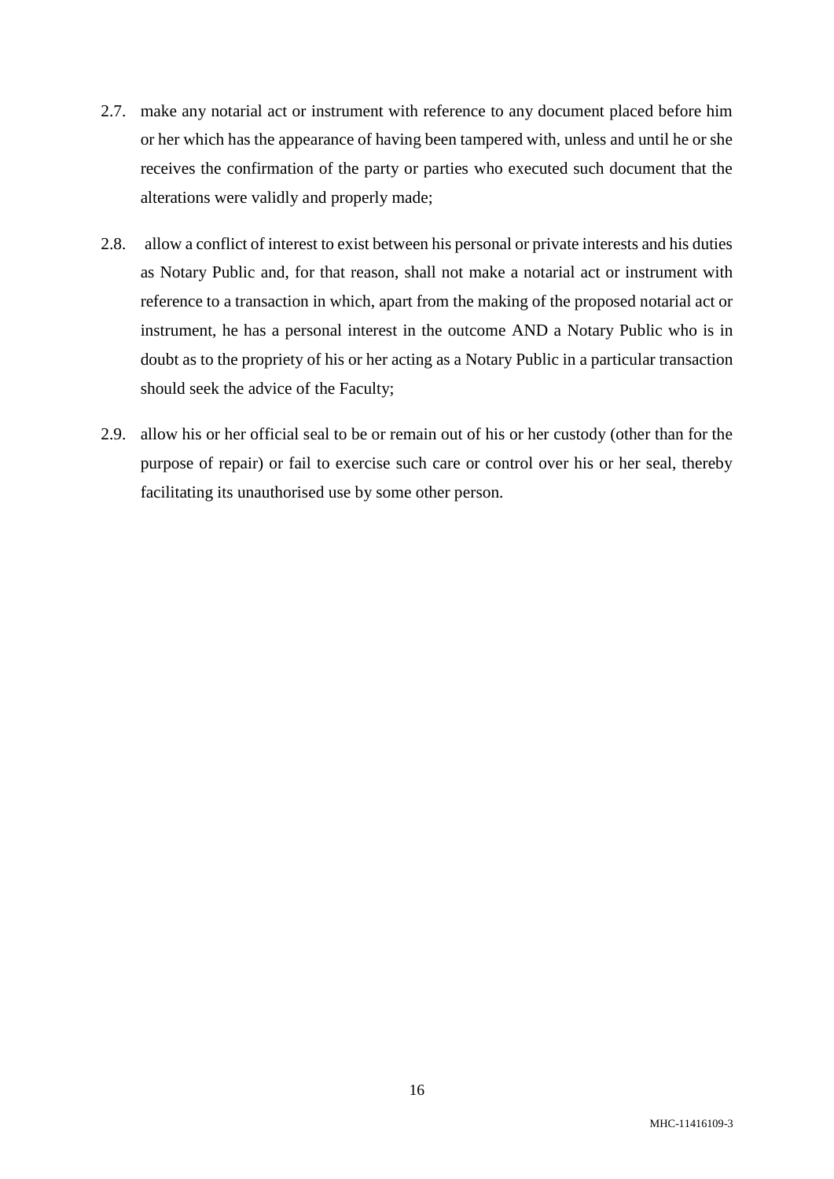2.7. make any notarial act or instrument with reference to any document placed before him or her which has the appearance of having been tampered with, unless and until he or she receives the confirmation of the party or parties who executed such document that the alterations were validly and properly made;

2.8. allow a conflict of interest to exist between his personal or private interests and his duties as Notary Public and, for that reason, shall not make a notarial act or instrument with reference to a transaction in which, apart from the making of the proposed notarial act or instrument, he has a personal interest in the outcome AND a Notary Public who is in doubt as to the propriety of his or her acting as a Notary Public in a particular transaction should seek the advice of the Faculty;

2.9. allow his or her official seal to be or remain out of his or her custody (other than for the purpose of repair) or fail to exercise such care or control over his or her seal, thereby facilitating its unauthorised use by some other person.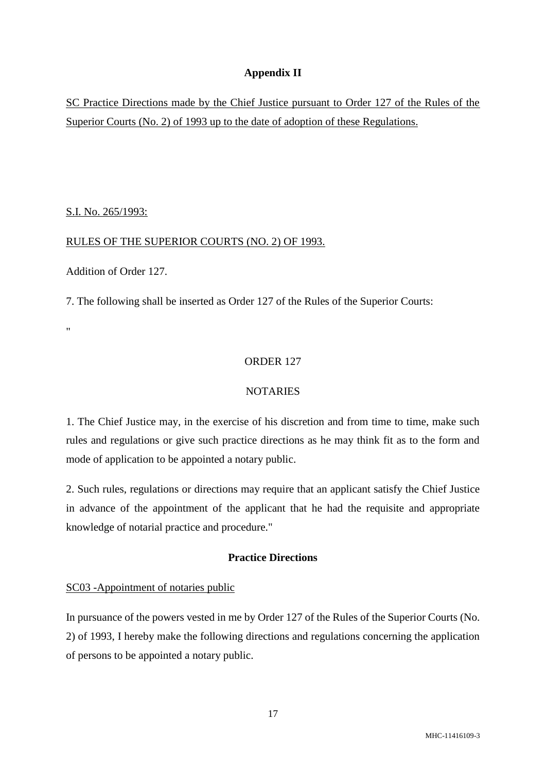## Appendix II

SC Practice Directions made by the Chief Justice pursuant to Order 127 of the Rules of the Superior Courts (No. 2) of 1993 up to the date of adoption of these Regulations.

S.I. No. 265/1993:

RULES OF THE SUPERIOR COURTS (NO. 2) OF 1993.

Addition of Order 127.

7. The following shall be inserted as Order 127 of the Rules of the Superior Courts:

"

ORDER 127

NOTARIES

1. The Chief Justice may, in the exercise of his discretion and from time to time, make such rules and regulations or give such practice directions as he may think fit as to the form and mode of application to be appointed a notary public.

2. Such rules, regulations or directions may require that an applicant satisfy the Chief Justice in advance of the appointment of the applicant that he had the requisite and appropriate knowledge of notarial practice and procedure."

### Practice Directions

SC03 -Appointment of notaries public

In pursuance of the powers vested in me by Order 127 of the Rules of the Superior Courts (No. 2) of 1993, I hereby make the following directions and regulations concerning the application of persons to be appointed a notary public.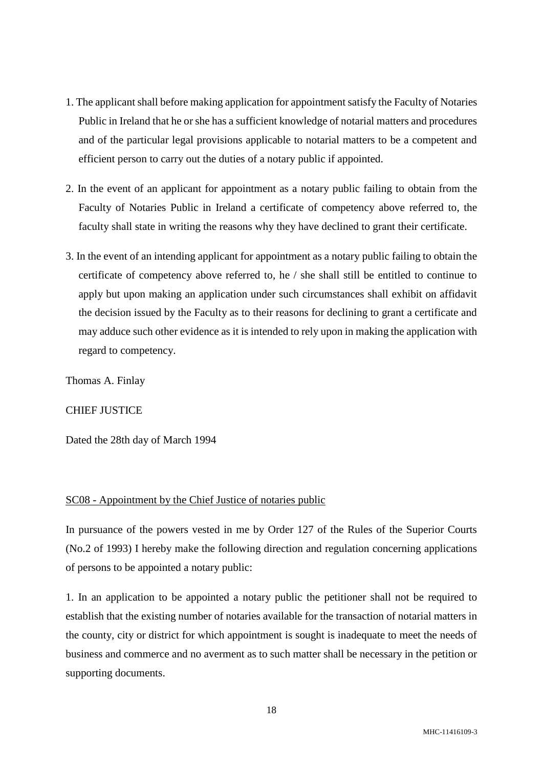1. The applicant shall before making application for appointment satisfy the Faculty of Notaries Public in Ireland that he or she has a sufficient knowledge of notarial matters and procedures and of the particular legal provisions applicable to notarial matters to be a competent and efficient person to carry out the duties of a notary public if appointed.

2. In the event of an applicant for appointment as a notary public failing to obtain from the Faculty of Notaries Public in Ireland a certificate of competency above referred to, the faculty shall state in writing the reasons why they have declined to grant their certificate.

3. In the event of an intending applicant for appointment as a notary public failing to obtain the certificate of competency above referred to, he / she shall still be entitled to continue to apply but upon making an application under such circumstances shall exhibit on affidavit the decision issued by the Faculty as to their reasons for declining to grant a certificate and may adduce such other evidence as it is intended to rely upon in making the application with regard to competency.

Thomas A. Finlay

CHIEF JUSTICE

Dated the 28th day of March 1994

## SC08 - Appointment by the Chief Justice of notaries public

In pursuance of the powers vested in me by Order 127 of the Rules of the Superior Courts (No.2 of 1993) I hereby make the following direction and regulation concerning applications of persons to be appointed a notary public:

1. In an application to be appointed a notary public the petitioner shall not be required to establish that the existing number of notaries available for the transaction of notarial matters in the county, city or district for which appointment is sought is inadequate to meet the needs of business and commerce and no averment as to such matter shall be necessary in the petition or supporting documents.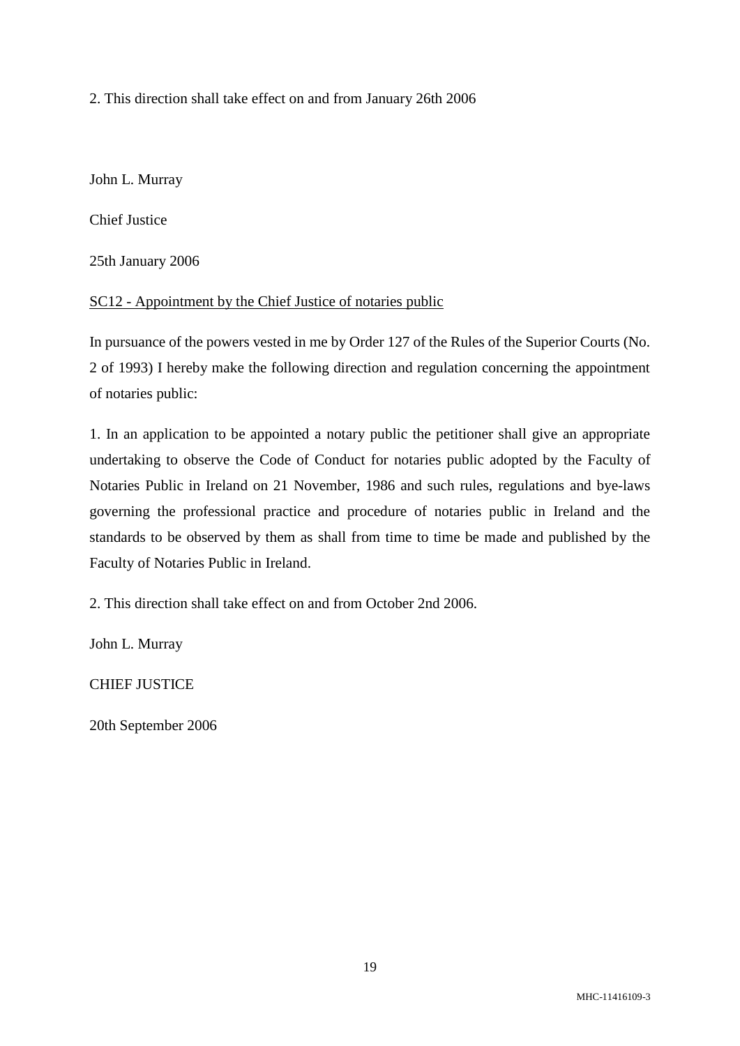2. This direction shall take effect on and from January 26th 2006

John L. Murray

Chief Justice

25th January 2006

<u>SC12 - Appointment by the Chief Justice of notaries public</u>

In pursuance of the powers vested in me by Order 127 of the Rules of the Superior Courts (No. 2 of 1993) I hereby make the following direction and regulation concerning the appointment of notaries public:

1. In an application to be appointed a notary public the petitioner shall give an appropriate undertaking to observe the Code of Conduct for notaries public adopted by the Faculty of Notaries Public in Ireland on 21 November, 1986 and such rules, regulations and bye-laws governing the professional practice and procedure of notaries public in Ireland and the standards to be observed by them as shall from time to time be made and published by the Faculty of Notaries Public in Ireland.

2. This direction shall take effect on and from October 2nd 2006.

John L. Murray

CHIEF JUSTICE

20th September 2006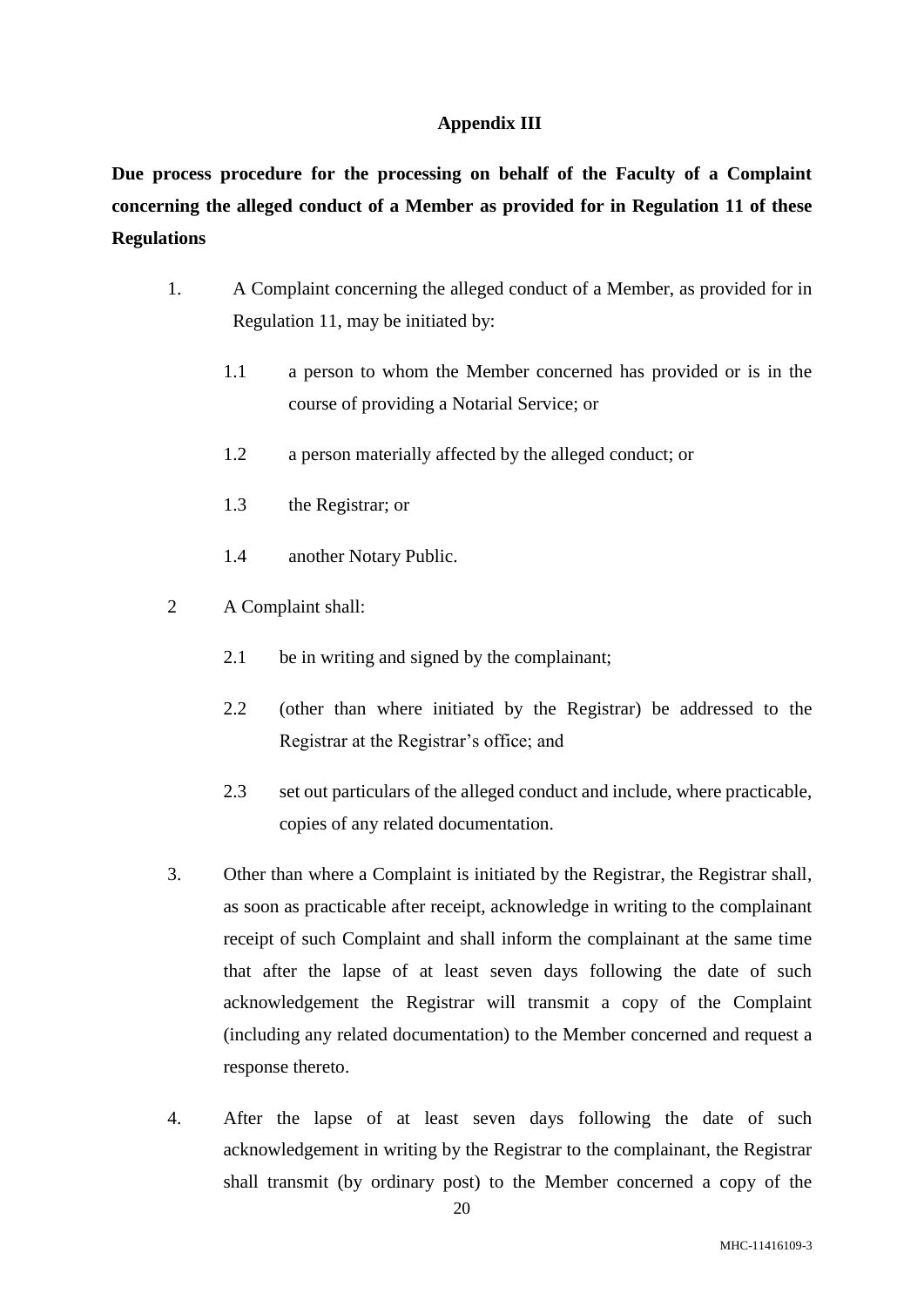## Appendix III

**Due process procedure for the processing on behalf of the Faculty of a Complaint concerning the alleged conduct of a Member as provided for in Regulation 11 of these Regulations**

1. A Complaint concerning the alleged conduct of a Member, as provided for in Regulation 11, may be initiated by:

   1.1 a person to whom the Member concerned has provided or is in the course of providing a Notarial Service; or

   1.2 a person materially affected by the alleged conduct; or

   1.3 the Registrar; or

   1.4 another Notary Public.

2 A Complaint shall:

   2.1 be in writing and signed by the complainant;

   2.2 (other than where initiated by the Registrar) be addressed to the Registrar at the Registrar's office; and

   2.3 set out particulars of the alleged conduct and include, where practicable, copies of any related documentation.

3. Other than where a Complaint is initiated by the Registrar, the Registrar shall, as soon as practicable after receipt, acknowledge in writing to the complainant receipt of such Complaint and shall inform the complainant at the same time that after the lapse of at least seven days following the date of such acknowledgement the Registrar will transmit a copy of the Complaint (including any related documentation) to the Member concerned and request a response thereto.

4. After the lapse of at least seven days following the date of such acknowledgement in writing by the Registrar to the complainant, the Registrar shall transmit (by ordinary post) to the Member concerned a copy of the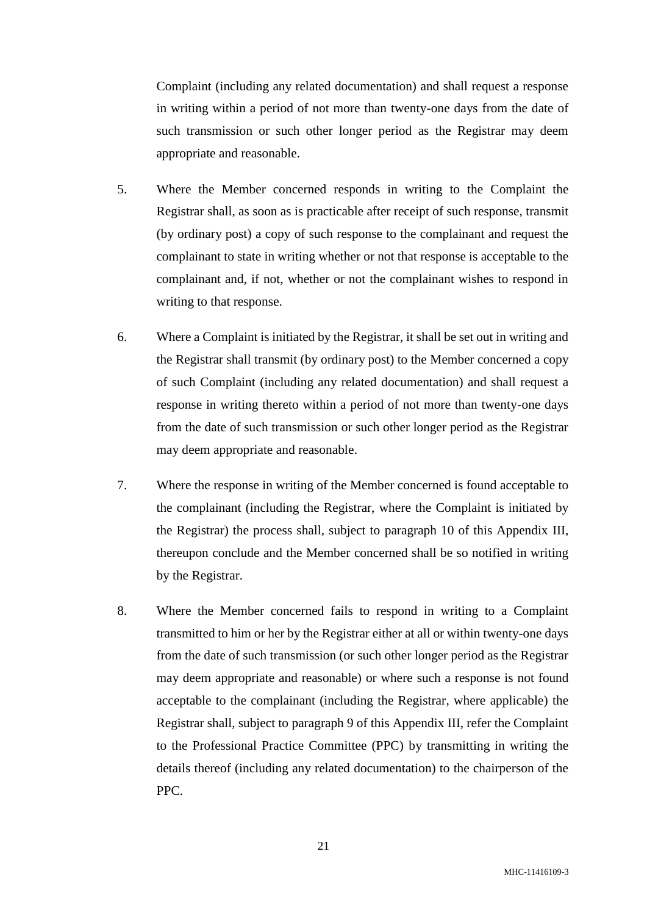Complaint (including any related documentation) and shall request a response in writing within a period of not more than twenty-one days from the date of such transmission or such other longer period as the Registrar may deem appropriate and reasonable.

5. Where the Member concerned responds in writing to the Complaint the Registrar shall, as soon as is practicable after receipt of such response, transmit (by ordinary post) a copy of such response to the complainant and request the complainant to state in writing whether or not that response is acceptable to the complainant and, if not, whether or not the complainant wishes to respond in writing to that response.

6. Where a Complaint is initiated by the Registrar, it shall be set out in writing and the Registrar shall transmit (by ordinary post) to the Member concerned a copy of such Complaint (including any related documentation) and shall request a response in writing thereto within a period of not more than twenty-one days from the date of such transmission or such other longer period as the Registrar may deem appropriate and reasonable.

7. Where the response in writing of the Member concerned is found acceptable to the complainant (including the Registrar, where the Complaint is initiated by the Registrar) the process shall, subject to paragraph 10 of this Appendix III, thereupon conclude and the Member concerned shall be so notified in writing by the Registrar.

8. Where the Member concerned fails to respond in writing to a Complaint transmitted to him or her by the Registrar either at all or within twenty-one days from the date of such transmission (or such other longer period as the Registrar may deem appropriate and reasonable) or where such a response is not found acceptable to the complainant (including the Registrar, where applicable) the Registrar shall, subject to paragraph 9 of this Appendix III, refer the Complaint to the Professional Practice Committee (PPC) by transmitting in writing the details thereof (including any related documentation) to the chairperson of the PPC.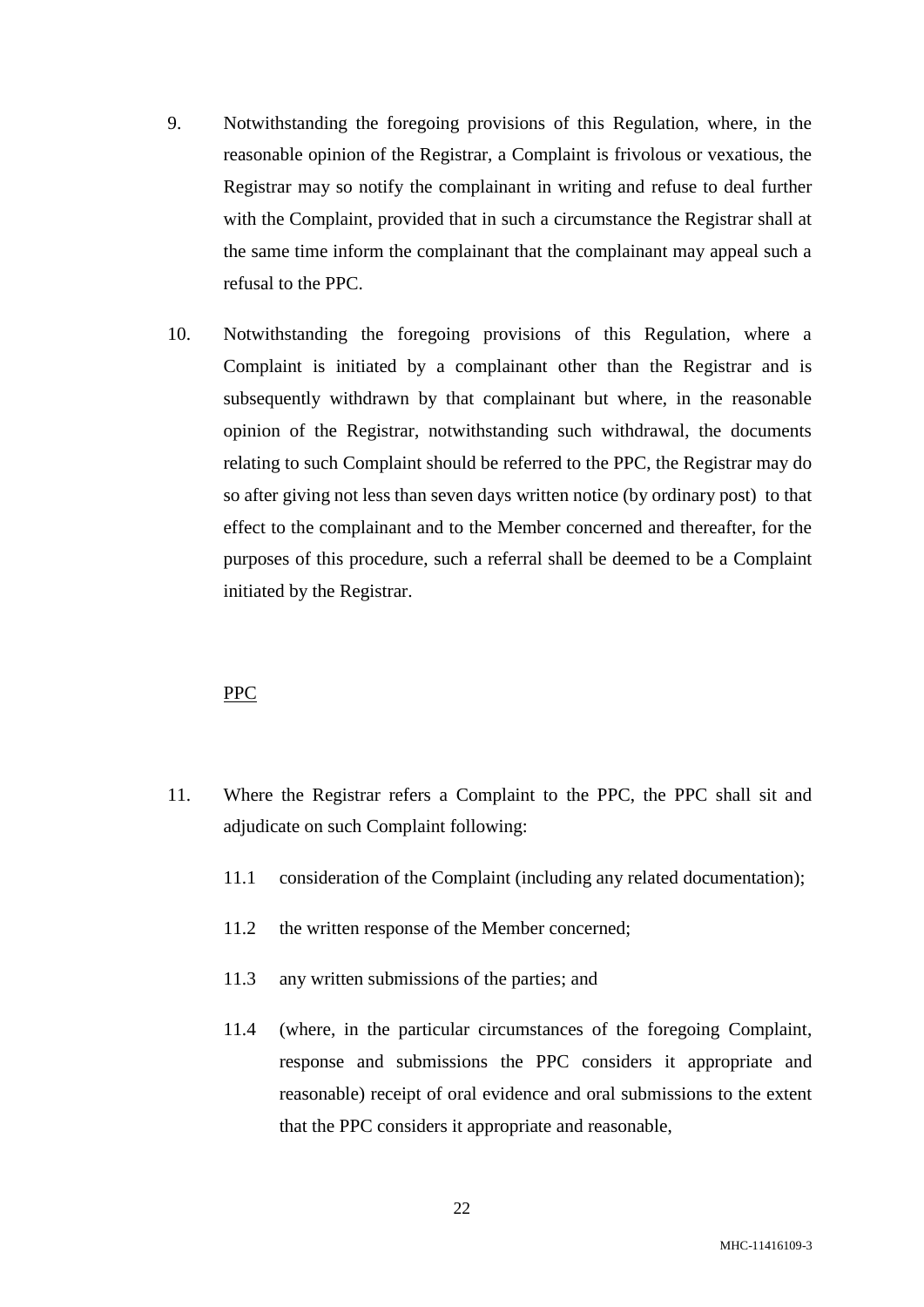9. Notwithstanding the foregoing provisions of this Regulation, where, in the reasonable opinion of the Registrar, a Complaint is frivolous or vexatious, the Registrar may so notify the complainant in writing and refuse to deal further with the Complaint, provided that in such a circumstance the Registrar shall at the same time inform the complainant that the complainant may appeal such a refusal to the PPC.

10. Notwithstanding the foregoing provisions of this Regulation, where a Complaint is initiated by a complainant other than the Registrar and is subsequently withdrawn by that complainant but where, in the reasonable opinion of the Registrar, notwithstanding such withdrawal, the documents relating to such Complaint should be referred to the PPC, the Registrar may do so after giving not less than seven days written notice (by ordinary post) to that effect to the complainant and to the Member concerned and thereafter, for the purposes of this procedure, such a referral shall be deemed to be a Complaint initiated by the Registrar.

<u>PPC</u>

11. Where the Registrar refers a Complaint to the PPC, the PPC shall sit and adjudicate on such Complaint following:

    11.1 consideration of the Complaint (including any related documentation);

    11.2 the written response of the Member concerned;

    11.3 any written submissions of the parties; and

    11.4 (where, in the particular circumstances of the foregoing Complaint, response and submissions the PPC considers it appropriate and reasonable) receipt of oral evidence and oral submissions to the extent that the PPC considers it appropriate and reasonable,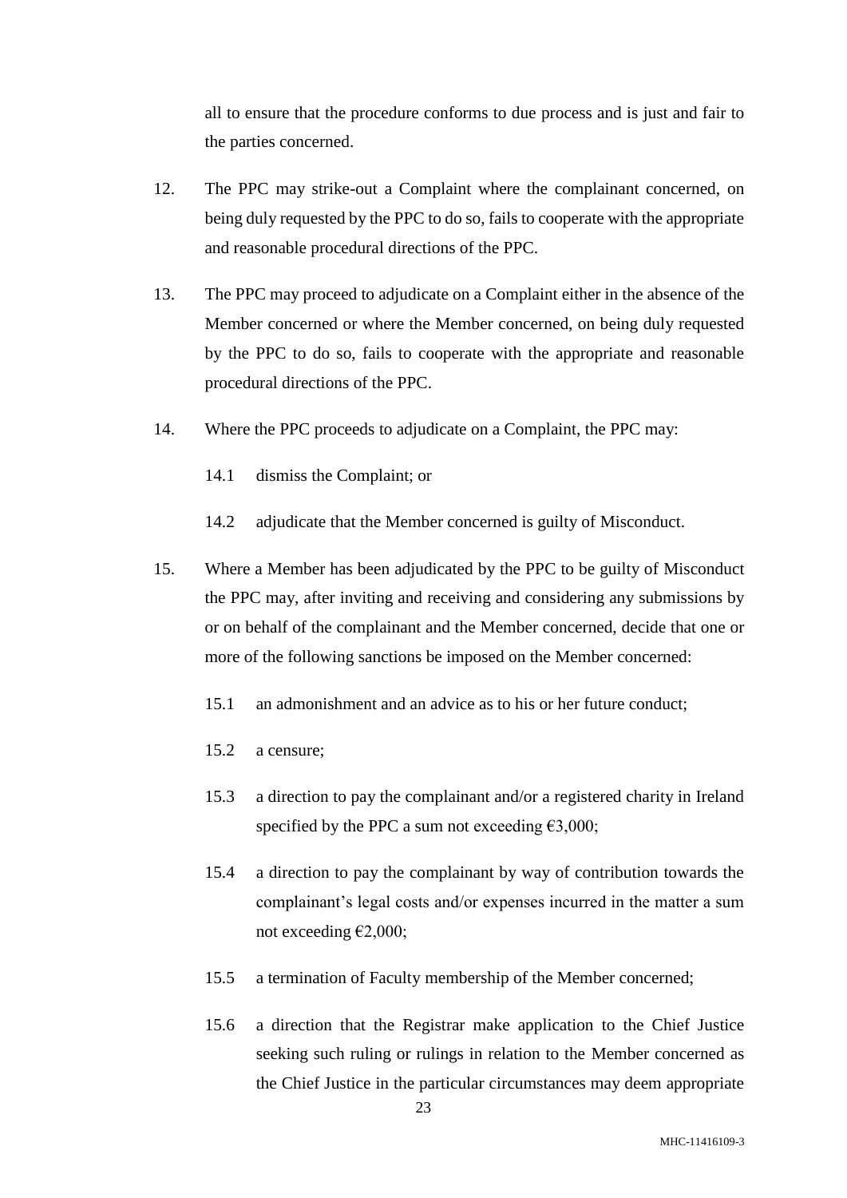all to ensure that the procedure conforms to due process and is just and fair to the parties concerned.

12. The PPC may strike-out a Complaint where the complainant concerned, on being duly requested by the PPC to do so, fails to cooperate with the appropriate and reasonable procedural directions of the PPC.

13. The PPC may proceed to adjudicate on a Complaint either in the absence of the Member concerned or where the Member concerned, on being duly requested by the PPC to do so, fails to cooperate with the appropriate and reasonable procedural directions of the PPC.

14. Where the PPC proceeds to adjudicate on a Complaint, the PPC may:

    14.1 dismiss the Complaint; or

    14.2 adjudicate that the Member concerned is guilty of Misconduct.

15. Where a Member has been adjudicated by the PPC to be guilty of Misconduct the PPC may, after inviting and receiving and considering any submissions by or on behalf of the complainant and the Member concerned, decide that one or more of the following sanctions be imposed on the Member concerned:

    15.1 an admonishment and an advice as to his or her future conduct;

    15.2 a censure;

    15.3 a direction to pay the complainant and/or a registered charity in Ireland specified by the PPC a sum not exceeding €3,000;

    15.4 a direction to pay the complainant by way of contribution towards the complainant's legal costs and/or expenses incurred in the matter a sum not exceeding €2,000;

    15.5 a termination of Faculty membership of the Member concerned;

    15.6 a direction that the Registrar make application to the Chief Justice seeking such ruling or rulings in relation to the Member concerned as the Chief Justice in the particular circumstances may deem appropriate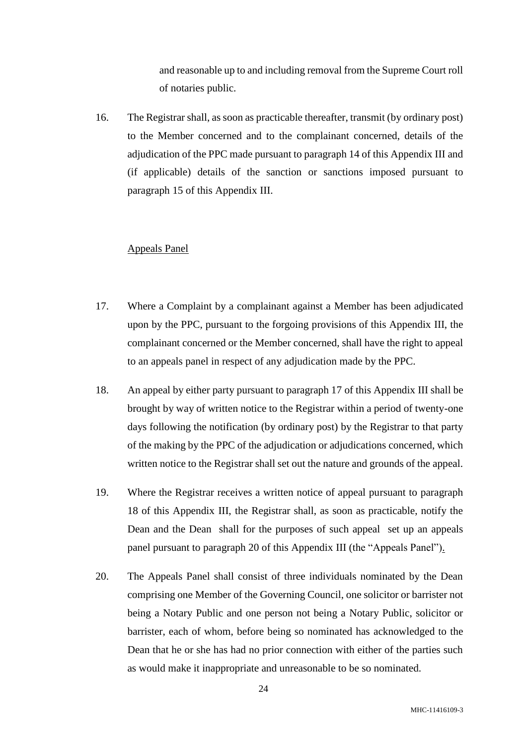and reasonable up to and including removal from the Supreme Court roll of notaries public.

16. The Registrar shall, as soon as practicable thereafter, transmit (by ordinary post) to the Member concerned and to the complainant concerned, details of the adjudication of the PPC made pursuant to paragraph 14 of this Appendix III and (if applicable) details of the sanction or sanctions imposed pursuant to paragraph 15 of this Appendix III.

<u>Appeals Panel</u>

17. Where a Complaint by a complainant against a Member has been adjudicated upon by the PPC, pursuant to the forgoing provisions of this Appendix III, the complainant concerned or the Member concerned, shall have the right to appeal to an appeals panel in respect of any adjudication made by the PPC.

18. An appeal by either party pursuant to paragraph 17 of this Appendix III shall be brought by way of written notice to the Registrar within a period of twenty-one days following the notification (by ordinary post) by the Registrar to that party of the making by the PPC of the adjudication or adjudications concerned, which written notice to the Registrar shall set out the nature and grounds of the appeal.

19. Where the Registrar receives a written notice of appeal pursuant to paragraph 18 of this Appendix III, the Registrar shall, as soon as practicable, notify the Dean and the Dean shall for the purposes of such appeal set up an appeals panel pursuant to paragraph 20 of this Appendix III (the "Appeals Panel").

20. The Appeals Panel shall consist of three individuals nominated by the Dean comprising one Member of the Governing Council, one solicitor or barrister not being a Notary Public and one person not being a Notary Public, solicitor or barrister, each of whom, before being so nominated has acknowledged to the Dean that he or she has had no prior connection with either of the parties such as would make it inappropriate and unreasonable to be so nominated.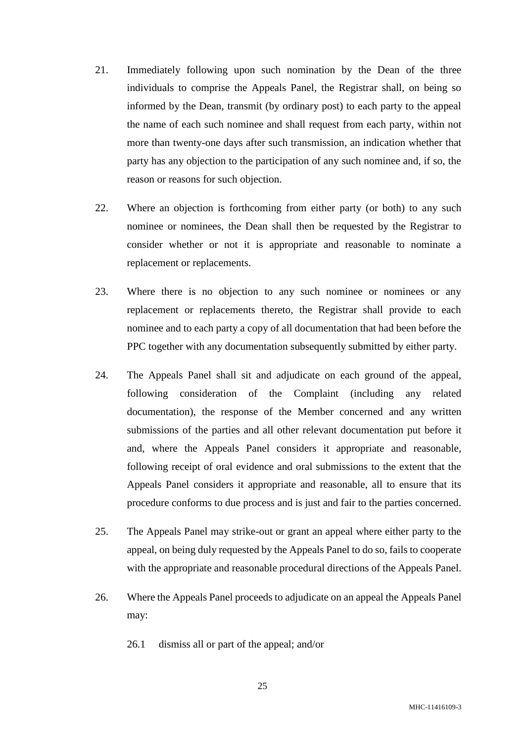21. Immediately following upon such nomination by the Dean of the three individuals to comprise the Appeals Panel, the Registrar shall, on being so informed by the Dean, transmit (by ordinary post) to each party to the appeal the name of each such nominee and shall request from each party, within not more than twenty-one days after such transmission, an indication whether that party has any objection to the participation of any such nominee and, if so, the reason or reasons for such objection.

22. Where an objection is forthcoming from either party (or both) to any such nominee or nominees, the Dean shall then be requested by the Registrar to consider whether or not it is appropriate and reasonable to nominate a replacement or replacements.

23. Where there is no objection to any such nominee or nominees or any replacement or replacements thereto, the Registrar shall provide to each nominee and to each party a copy of all documentation that had been before the PPC together with any documentation subsequently submitted by either party.

24. The Appeals Panel shall sit and adjudicate on each ground of the appeal, following consideration of the Complaint (including any related documentation), the response of the Member concerned and any written submissions of the parties and all other relevant documentation put before it and, where the Appeals Panel considers it appropriate and reasonable, following receipt of oral evidence and oral submissions to the extent that the Appeals Panel considers it appropriate and reasonable, all to ensure that its procedure conforms to due process and is just and fair to the parties concerned.

25. The Appeals Panel may strike-out or grant an appeal where either party to the appeal, on being duly requested by the Appeals Panel to do so, fails to cooperate with the appropriate and reasonable procedural directions of the Appeals Panel.

26. Where the Appeals Panel proceeds to adjudicate on an appeal the Appeals Panel may:

    26.1 dismiss all or part of the appeal; and/or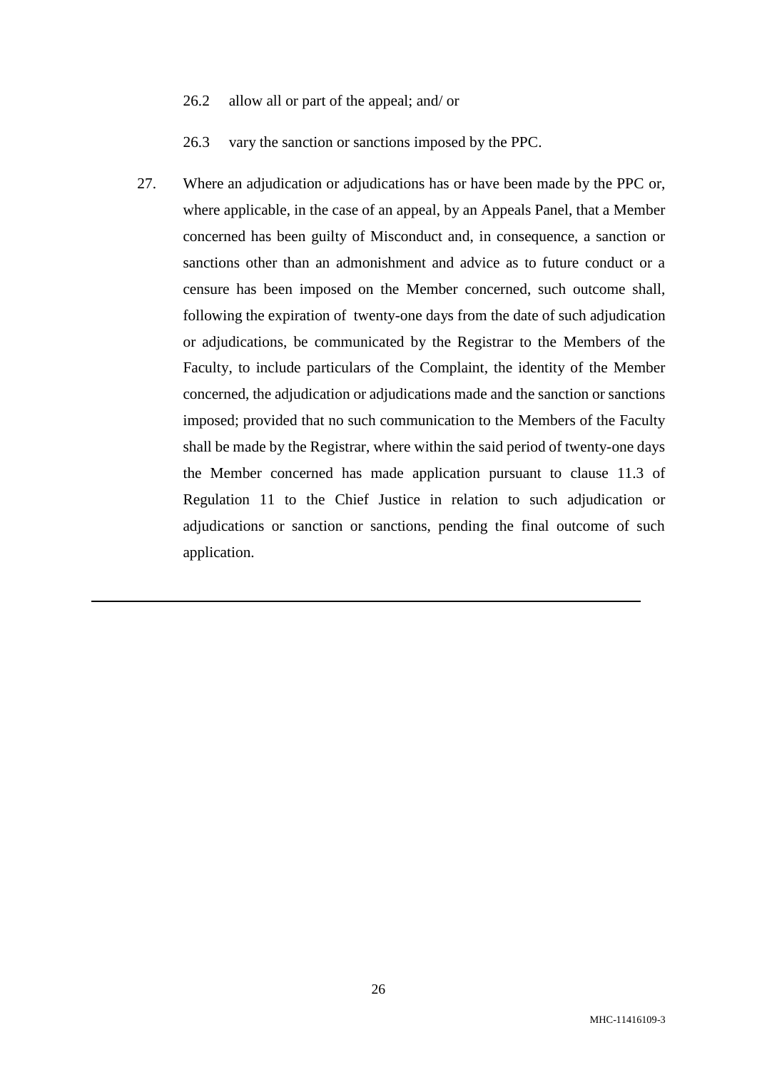26.2 allow all or part of the appeal; and/ or

26.3 vary the sanction or sanctions imposed by the PPC.

27. Where an adjudication or adjudications has or have been made by the PPC or, where applicable, in the case of an appeal, by an Appeals Panel, that a Member concerned has been guilty of Misconduct and, in consequence, a sanction or sanctions other than an admonishment and advice as to future conduct or a censure has been imposed on the Member concerned, such outcome shall, following the expiration of twenty-one days from the date of such adjudication or adjudications, be communicated by the Registrar to the Members of the Faculty, to include particulars of the Complaint, the identity of the Member concerned, the adjudication or adjudications made and the sanction or sanctions imposed; provided that no such communication to the Members of the Faculty shall be made by the Registrar, where within the said period of twenty-one days the Member concerned has made application pursuant to clause 11.3 of Regulation 11 to the Chief Justice in relation to such adjudication or adjudications or sanction or sanctions, pending the final outcome of such application.

---

MHC-11416109-3